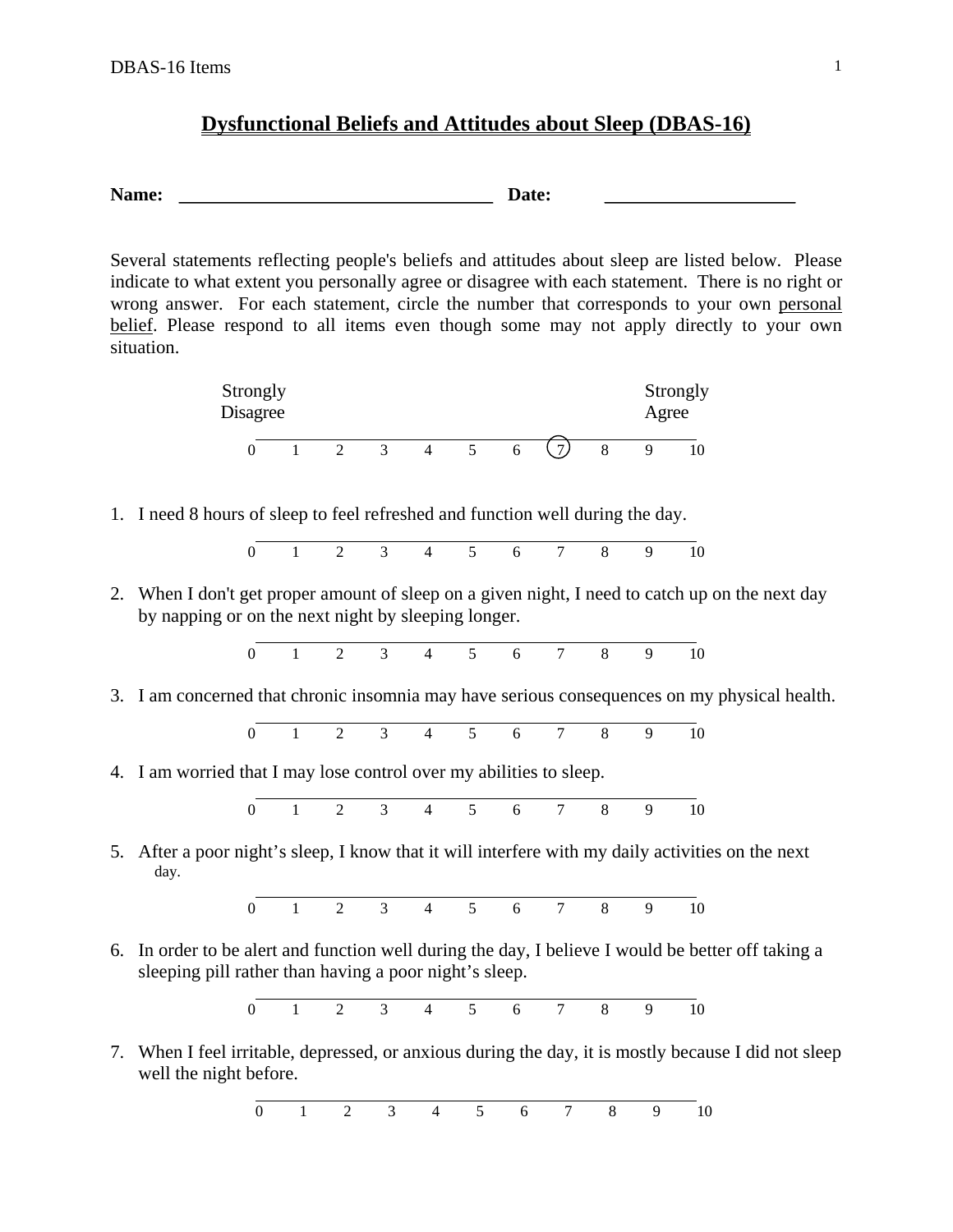# Dysfunctional Beliefs and Attitudes about Sleep (DBAS-16)

**Name:** ___________________________________ **Date:** ____________________

Several statements reflecting people's beliefs and attitudes about sleep are listed below. Please indicate to what extent you personally agree or disagree with each statement. There is no right or wrong answer. For each statement, circle the number that corresponds to your own personal belief. Please respond to all items even though some may not apply directly to your own situation.

Strongly Disagree — Strongly Agree

0 1 2 3 4 5 6 (7) 8 9 10

1. I need 8 hours of sleep to feel refreshed and function well during the day.

   0 1 2 3 4 5 6 7 8 9 10

2. When I don't get proper amount of sleep on a given night, I need to catch up on the next day by napping or on the next night by sleeping longer.

   0 1 2 3 4 5 6 7 8 9 10

3. I am concerned that chronic insomnia may have serious consequences on my physical health.

   0 1 2 3 4 5 6 7 8 9 10

4. I am worried that I may lose control over my abilities to sleep.

   0 1 2 3 4 5 6 7 8 9 10

5. After a poor night's sleep, I know that it will interfere with my daily activities on the next day.

   0 1 2 3 4 5 6 7 8 9 10

6. In order to be alert and function well during the day, I believe I would be better off taking a sleeping pill rather than having a poor night's sleep.

   0 1 2 3 4 5 6 7 8 9 10

7. When I feel irritable, depressed, or anxious during the day, it is mostly because I did not sleep well the night before.

   0 1 2 3 4 5 6 7 8 9 10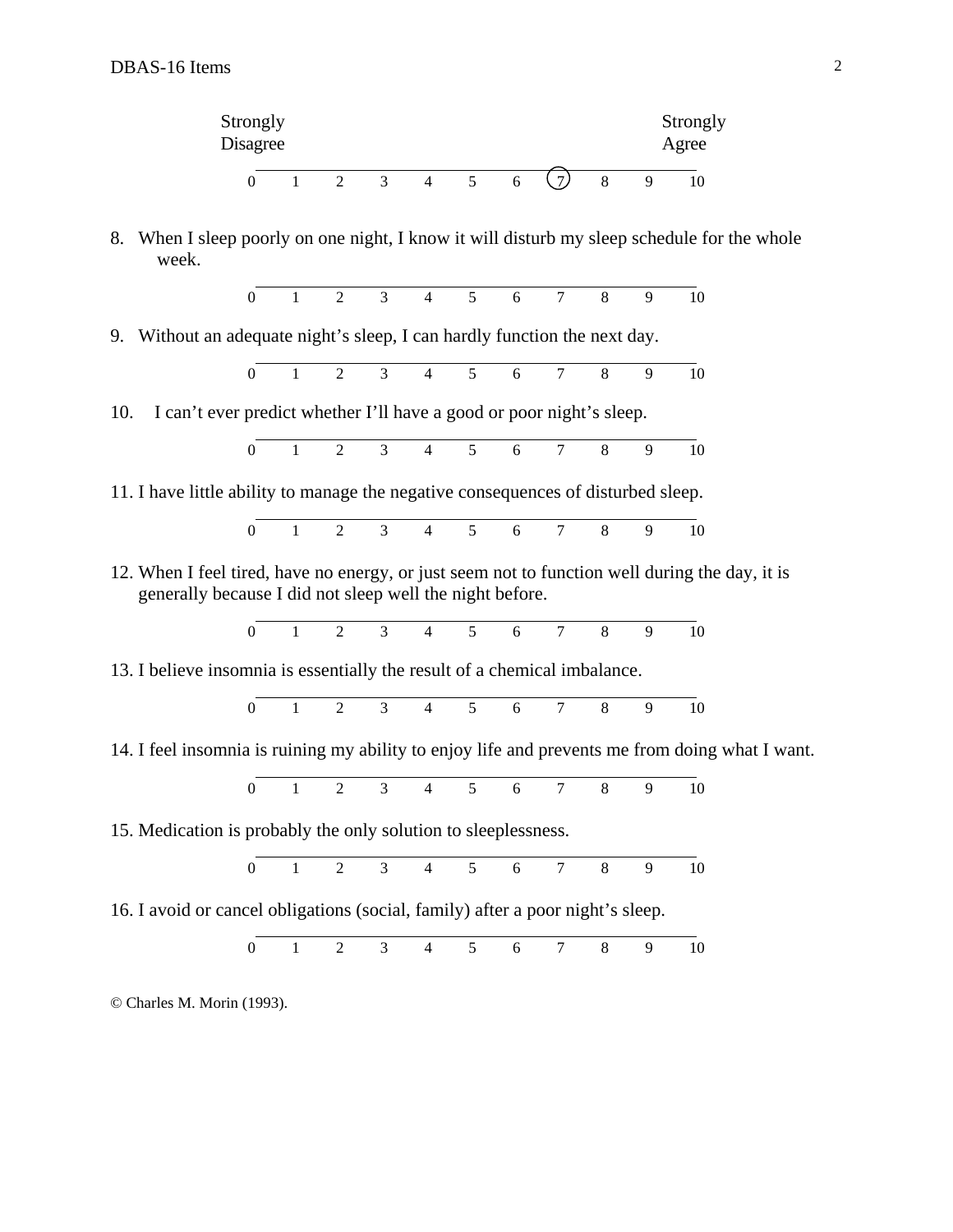Strongly Disagree — Strongly Agree

0 1 2 3 4 5 6 (7) 8 9 10

8. When I sleep poorly on one night, I know it will disturb my sleep schedule for the whole week.

0 1 2 3 4 5 6 7 8 9 10

9. Without an adequate night's sleep, I can hardly function the next day.

0 1 2 3 4 5 6 7 8 9 10

10. I can't ever predict whether I'll have a good or poor night's sleep.

0 1 2 3 4 5 6 7 8 9 10

11. I have little ability to manage the negative consequences of disturbed sleep.

0 1 2 3 4 5 6 7 8 9 10

12. When I feel tired, have no energy, or just seem not to function well during the day, it is generally because I did not sleep well the night before.

0 1 2 3 4 5 6 7 8 9 10

13. I believe insomnia is essentially the result of a chemical imbalance.

0 1 2 3 4 5 6 7 8 9 10

14. I feel insomnia is ruining my ability to enjoy life and prevents me from doing what I want.

0 1 2 3 4 5 6 7 8 9 10

15. Medication is probably the only solution to sleeplessness.

0 1 2 3 4 5 6 7 8 9 10

16. I avoid or cancel obligations (social, family) after a poor night's sleep.

0 1 2 3 4 5 6 7 8 9 10

© Charles M. Morin (1993).